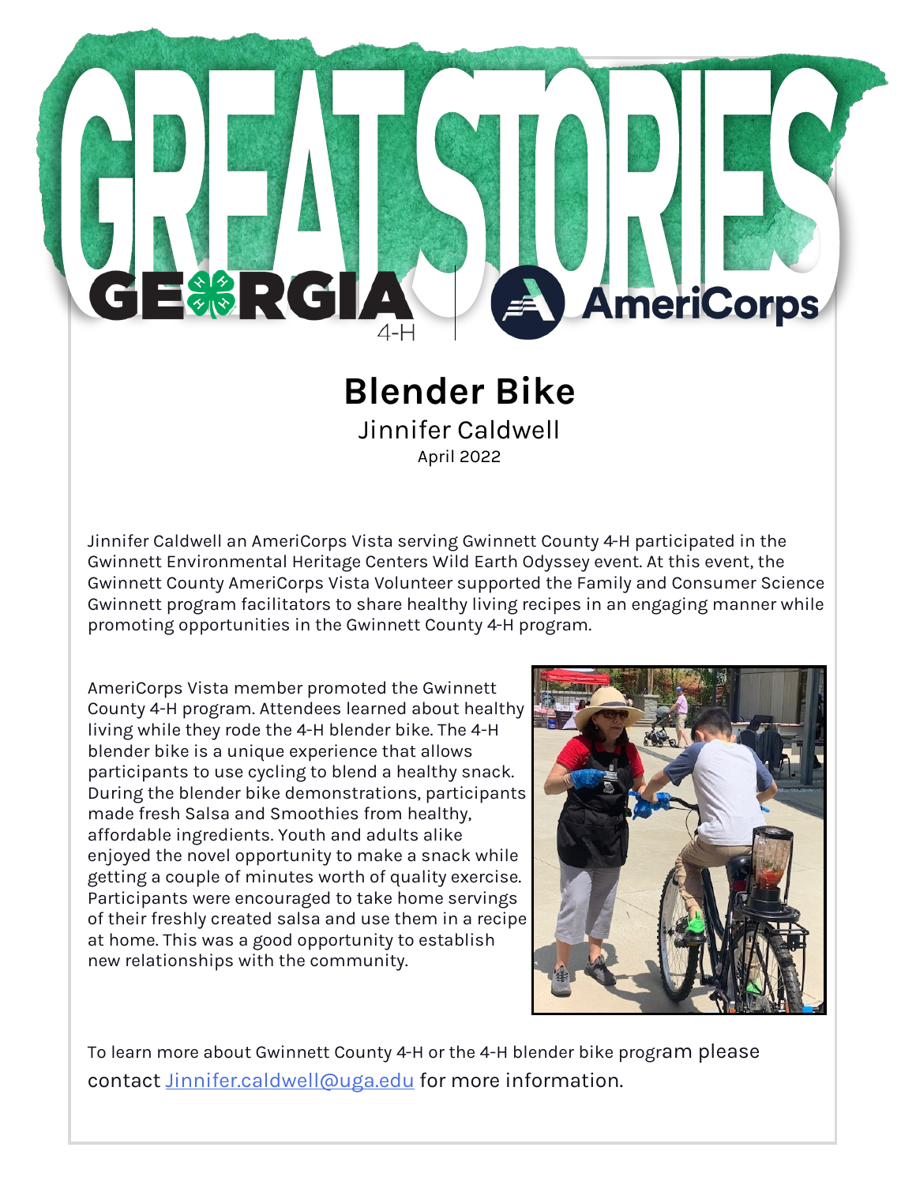# GREAT STORIES

GEORGIA 4-H | AmeriCorps

## Blender Bike

Jinnifer Caldwell

April 2022

Jinnifer Caldwell an AmeriCorps Vista serving Gwinnett County 4-H participated in the Gwinnett Environmental Heritage Centers Wild Earth Odyssey event. At this event, the Gwinnett County AmeriCorps Vista Volunteer supported the Family and Consumer Science Gwinnett program facilitators to share healthy living recipes in an engaging manner while promoting opportunities in the Gwinnett County 4-H program.

AmeriCorps Vista member promoted the Gwinnett County 4-H program. Attendees learned about healthy living while they rode the 4-H blender bike. The 4-H blender bike is a unique experience that allows participants to use cycling to blend a healthy snack. During the blender bike demonstrations, participants made fresh Salsa and Smoothies from healthy, affordable ingredients. Youth and adults alike enjoyed the novel opportunity to make a snack while getting a couple of minutes worth of quality exercise. Participants were encouraged to take home servings of their freshly created salsa and use them in a recipe at home. This was a good opportunity to establish new relationships with the community.

To learn more about Gwinnett County 4-H or the 4-H blender bike program please contact Jinnifer.caldwell@uga.edu for more information.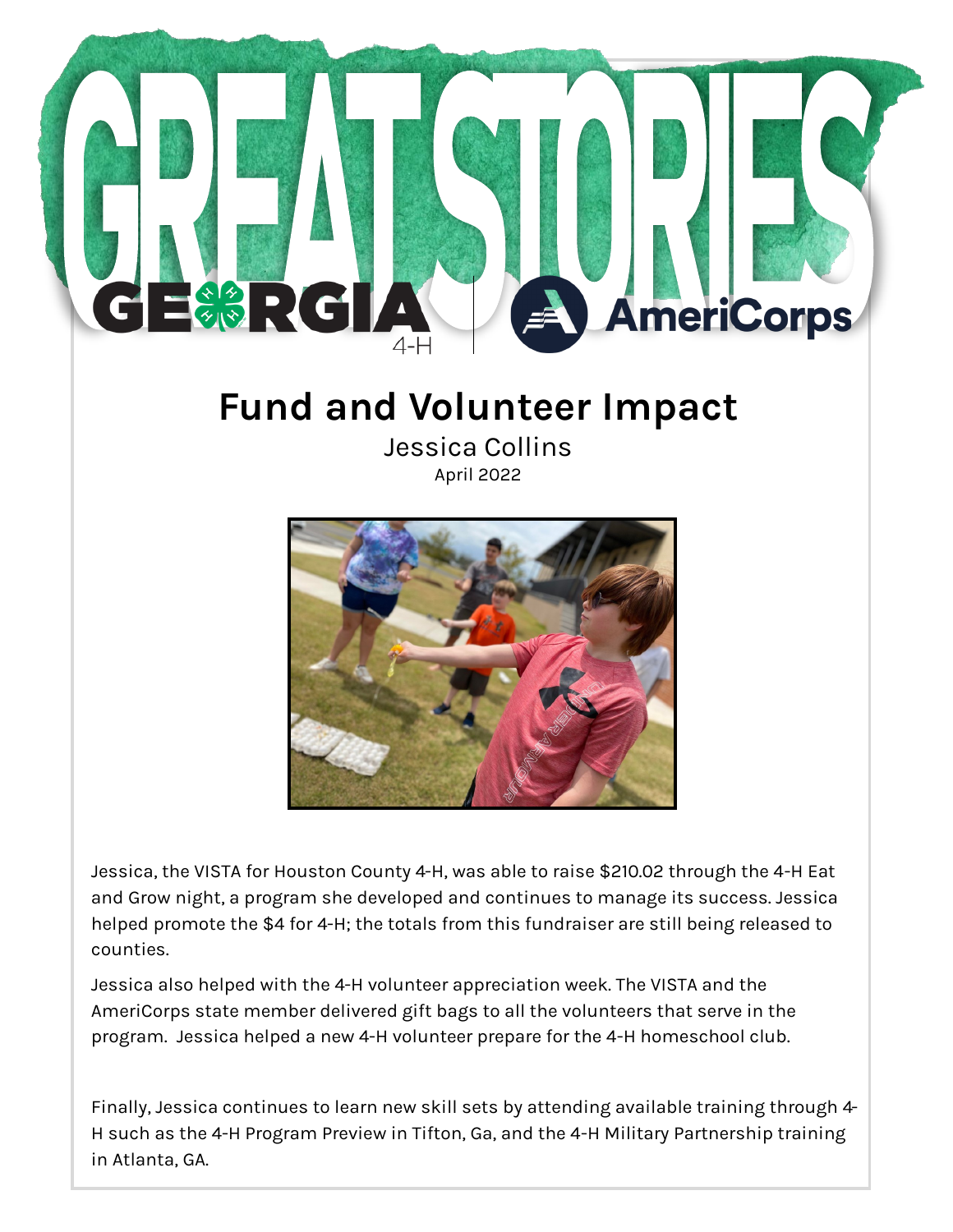# Fund and Volunteer Impact

Jessica Collins

April 2022

Jessica, the VISTA for Houston County 4-H, was able to raise $210.02 through the 4-H Eat and Grow night, a program she developed and continues to manage its success. Jessica helped promote the $4 for 4-H; the totals from this fundraiser are still being released to counties.

Jessica also helped with the 4-H volunteer appreciation week. The VISTA and the AmeriCorps state member delivered gift bags to all the volunteers that serve in the program. Jessica helped a new 4-H volunteer prepare for the 4-H homeschool club.

Finally, Jessica continues to learn new skill sets by attending available training through 4-H such as the 4-H Program Preview in Tifton, Ga, and the 4-H Military Partnership training in Atlanta, GA.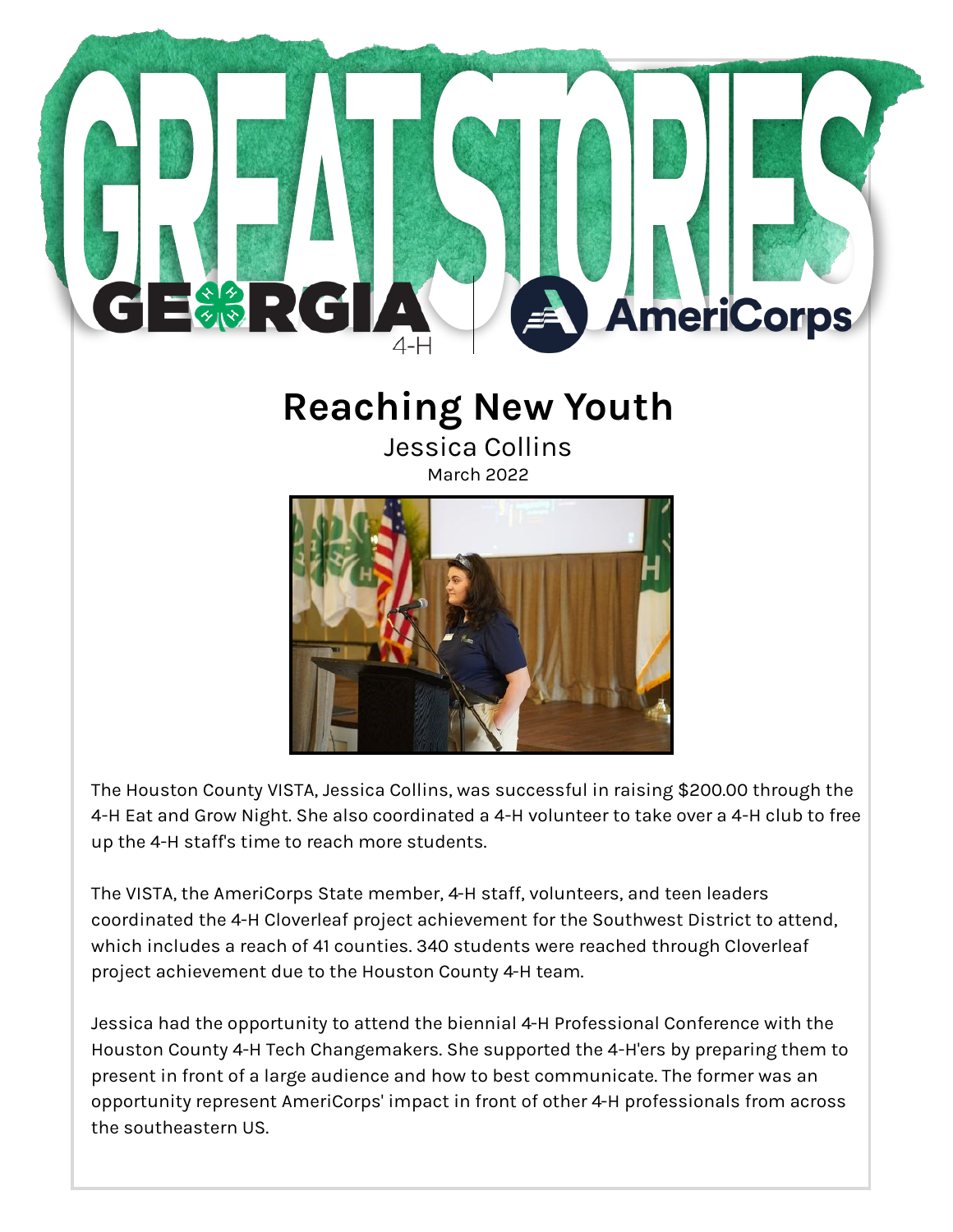# GREAT STORIES

GEORGIA 4-H | AmeriCorps

## Reaching New Youth

Jessica Collins

March 2022

The Houston County VISTA, Jessica Collins, was successful in raising $200.00 through the 4-H Eat and Grow Night. She also coordinated a 4-H volunteer to take over a 4-H club to free up the 4-H staff's time to reach more students.

The VISTA, the AmeriCorps State member, 4-H staff, volunteers, and teen leaders coordinated the 4-H Cloverleaf project achievement for the Southwest District to attend, which includes a reach of 41 counties. 340 students were reached through Cloverleaf project achievement due to the Houston County 4-H team.

Jessica had the opportunity to attend the biennial 4-H Professional Conference with the Houston County 4-H Tech Changemakers. She supported the 4-H'ers by preparing them to present in front of a large audience and how to best communicate. The former was an opportunity represent AmeriCorps' impact in front of other 4-H professionals from across the southeastern US.